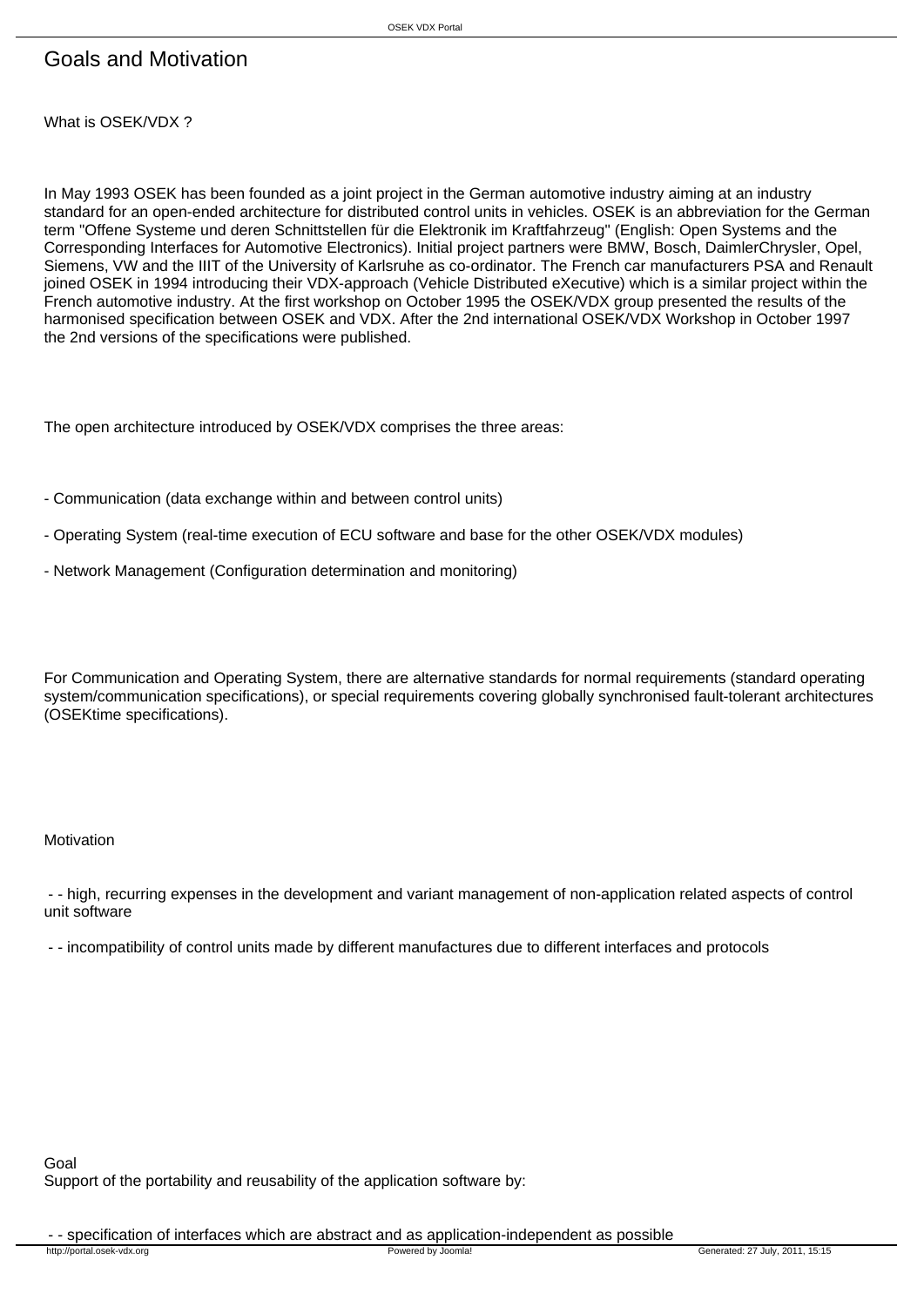# Goals and Motivation

What is OSEK/VDX ?

In May 1993 OSEK has been founded as a joint project in the German automotive industry aiming at an industry standard for an open-ended architecture for distributed control units in vehicles. OSEK is an abbreviation for the German term "Offene Systeme und deren Schnittstellen für die Elektronik im Kraftfahrzeug" (English: Open Systems and the Corresponding Interfaces for Automotive Electronics). Initial project partners were BMW, Bosch, DaimlerChrysler, Opel, Siemens, VW and the IIIT of the University of Karlsruhe as co-ordinator. The French car manufacturers PSA and Renault joined OSEK in 1994 introducing their VDX-approach (Vehicle Distributed eXecutive) which is a similar project within the French automotive industry. At the first workshop on October 1995 the OSEK/VDX group presented the results of the harmonised specification between OSEK and VDX. After the 2nd international OSEK/VDX Workshop in October 1997 the 2nd versions of the specifications were published.

The open architecture introduced by OSEK/VDX comprises the three areas:

- Communication (data exchange within and between control units)

- Operating System (real-time execution of ECU software and base for the other OSEK/VDX modules)

- Network Management (Configuration determination and monitoring)

For Communication and Operating System, there are alternative standards for normal requirements (standard operating system/communication specifications), or special requirements covering globally synchronised fault-tolerant architectures (OSEKtime specifications).

Motivation

- - high, recurring expenses in the development and variant management of non-application related aspects of control unit software

- - incompatibility of control units made by different manufactures due to different interfaces and protocols

Goal
Support of the portability and reusability of the application software by:

- - specification of interfaces which are abstract and as application-independent as possible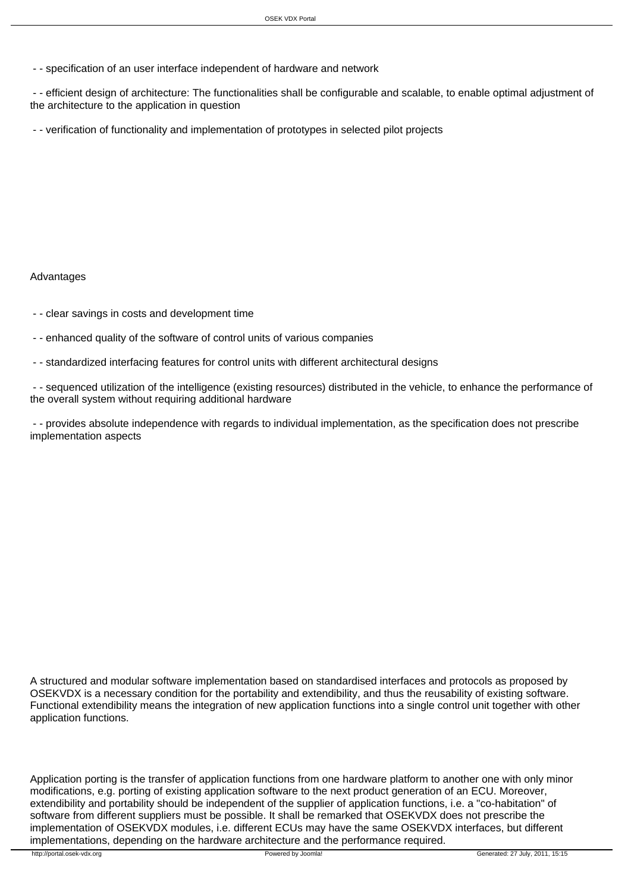- - specification of an user interface independent of hardware and network

- - efficient design of architecture: The functionalities shall be configurable and scalable, to enable optimal adjustment of the architecture to the application in question

- - verification of functionality and implementation of prototypes in selected pilot projects

Advantages

- - clear savings in costs and development time

- - enhanced quality of the software of control units of various companies

- - standardized interfacing features for control units with different architectural designs

- - sequenced utilization of the intelligence (existing resources) distributed in the vehicle, to enhance the performance of the overall system without requiring additional hardware

- - provides absolute independence with regards to individual implementation, as the specification does not prescribe implementation aspects

A structured and modular software implementation based on standardised interfaces and protocols as proposed by OSEKVDX is a necessary condition for the portability and extendibility, and thus the reusability of existing software. Functional extendibility means the integration of new application functions into a single control unit together with other application functions.

Application porting is the transfer of application functions from one hardware platform to another one with only minor modifications, e.g. porting of existing application software to the next product generation of an ECU. Moreover, extendibility and portability should be independent of the supplier of application functions, i.e. a "co-habitation" of software from different suppliers must be possible. It shall be remarked that OSEKVDX does not prescribe the implementation of OSEKVDX modules, i.e. different ECUs may have the same OSEKVDX interfaces, but different implementations, depending on the hardware architecture and the performance required.